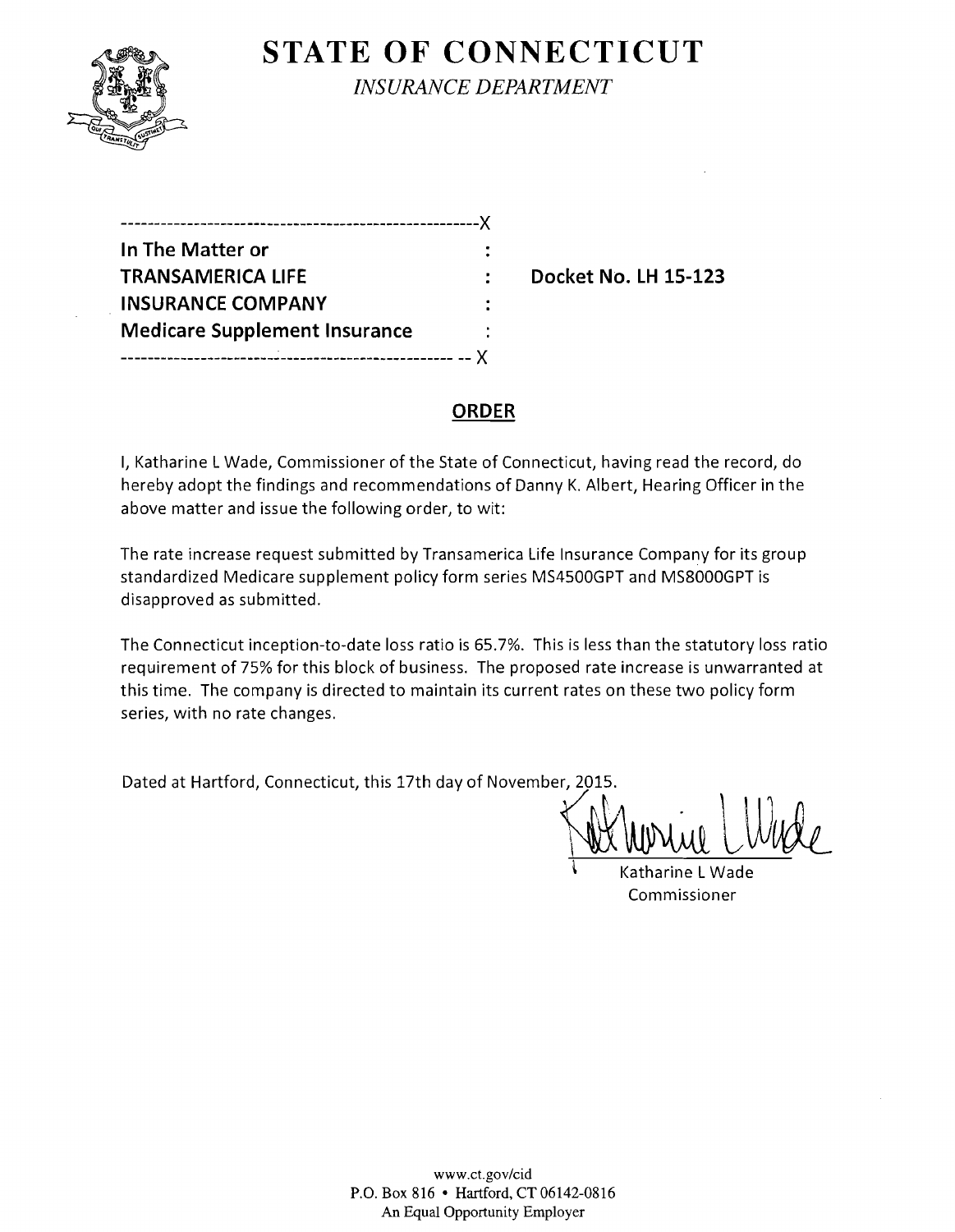# STATE OF CONNECTICUT

*INSURANCE DEPARTMENT*

| | | |
|---|---|---|
| **In The Matter or** | : | |
| **TRANSAMERICA LIFE** | : | **Docket No. LH 15-123** |
| **INSURANCE COMPANY** | : | |
| **Medicare Supplement Insurance** | : | |

## ORDER

I, Katharine L Wade, Commissioner of the State of Connecticut, having read the record, do hereby adopt the findings and recommendations of Danny K. Albert, Hearing Officer in the above matter and issue the following order, to wit:

The rate increase request submitted by Transamerica Life Insurance Company for its group standardized Medicare supplement policy form series MS4500GPT and MS8000GPT is disapproved as submitted.

The Connecticut inception-to-date loss ratio is 65.7%. This is less than the statutory loss ratio requirement of 75% for this block of business. The proposed rate increase is unwarranted at this time. The company is directed to maintain its current rates on these two policy form series, with no rate changes.

Dated at Hartford, Connecticut, this 17th day of November, 2015.

Katharine L Wade
Commissioner

www.ct.gov/cid
P.O. Box 816 • Hartford, CT 06142-0816
An Equal Opportunity Employer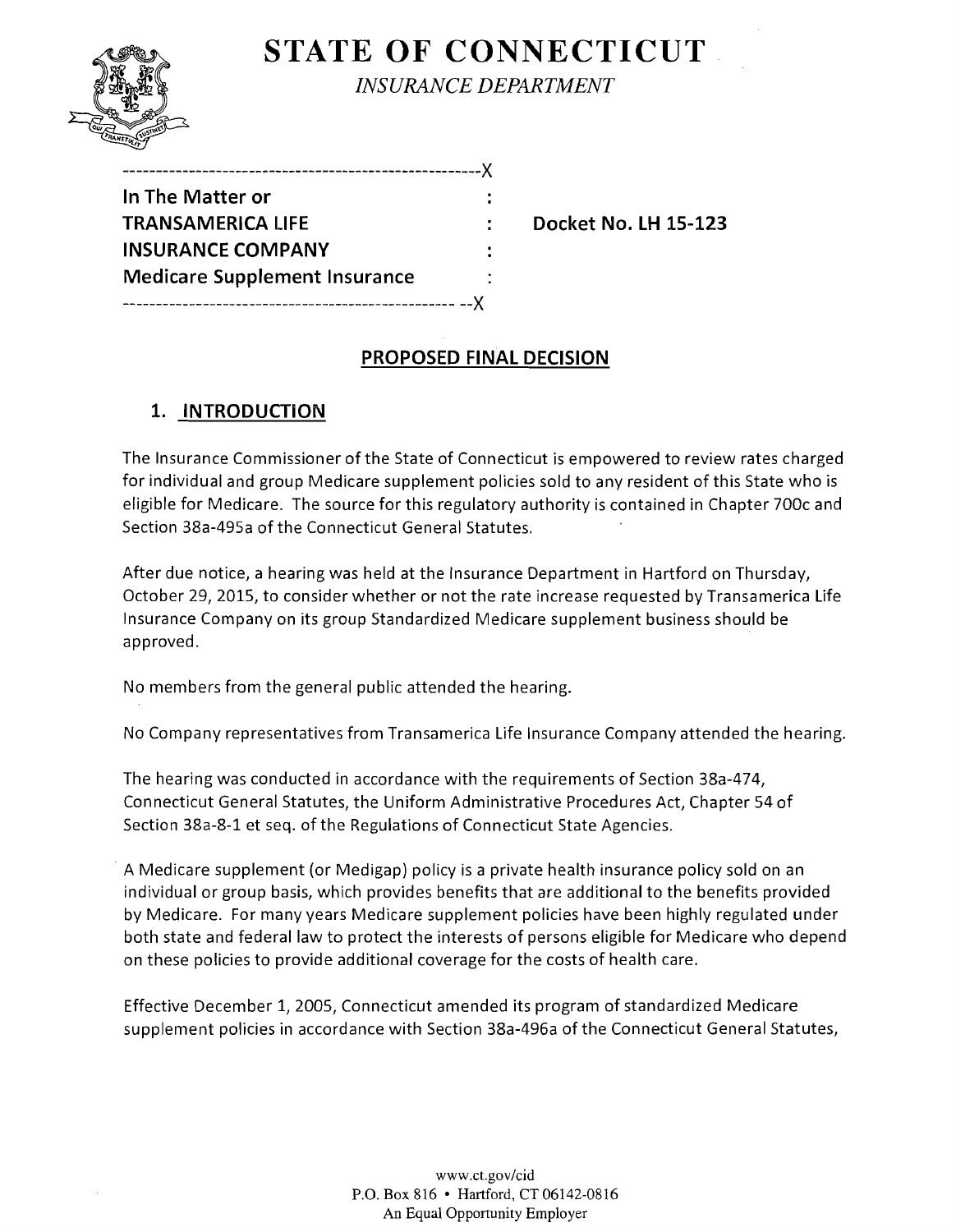# STATE OF CONNECTICUT

*INSURANCE DEPARTMENT*

```
------------------------------------------------------X
In The Matter or                                      :
TRANSAMERICA LIFE                                     :     Docket No. LH 15-123
INSURANCE COMPANY                                     :
Medicare Supplement Insurance                         :
---------------------------------------------------- --X
```

## PROPOSED FINAL DECISION

### 1. INTRODUCTION

The Insurance Commissioner of the State of Connecticut is empowered to review rates charged for individual and group Medicare supplement policies sold to any resident of this State who is eligible for Medicare. The source for this regulatory authority is contained in Chapter 700c and Section 38a-495a of the Connecticut General Statutes.

After due notice, a hearing was held at the Insurance Department in Hartford on Thursday, October 29, 2015, to consider whether or not the rate increase requested by Transamerica Life Insurance Company on its group Standardized Medicare supplement business should be approved.

No members from the general public attended the hearing.

No Company representatives from Transamerica Life Insurance Company attended the hearing.

The hearing was conducted in accordance with the requirements of Section 38a-474, Connecticut General Statutes, the Uniform Administrative Procedures Act, Chapter 54 of Section 38a-8-1 et seq. of the Regulations of Connecticut State Agencies.

A Medicare supplement (or Medigap) policy is a private health insurance policy sold on an individual or group basis, which provides benefits that are additional to the benefits provided by Medicare. For many years Medicare supplement policies have been highly regulated under both state and federal law to protect the interests of persons eligible for Medicare who depend on these policies to provide additional coverage for the costs of health care.

Effective December 1, 2005, Connecticut amended its program of standardized Medicare supplement policies in accordance with Section 38a-496a of the Connecticut General Statutes,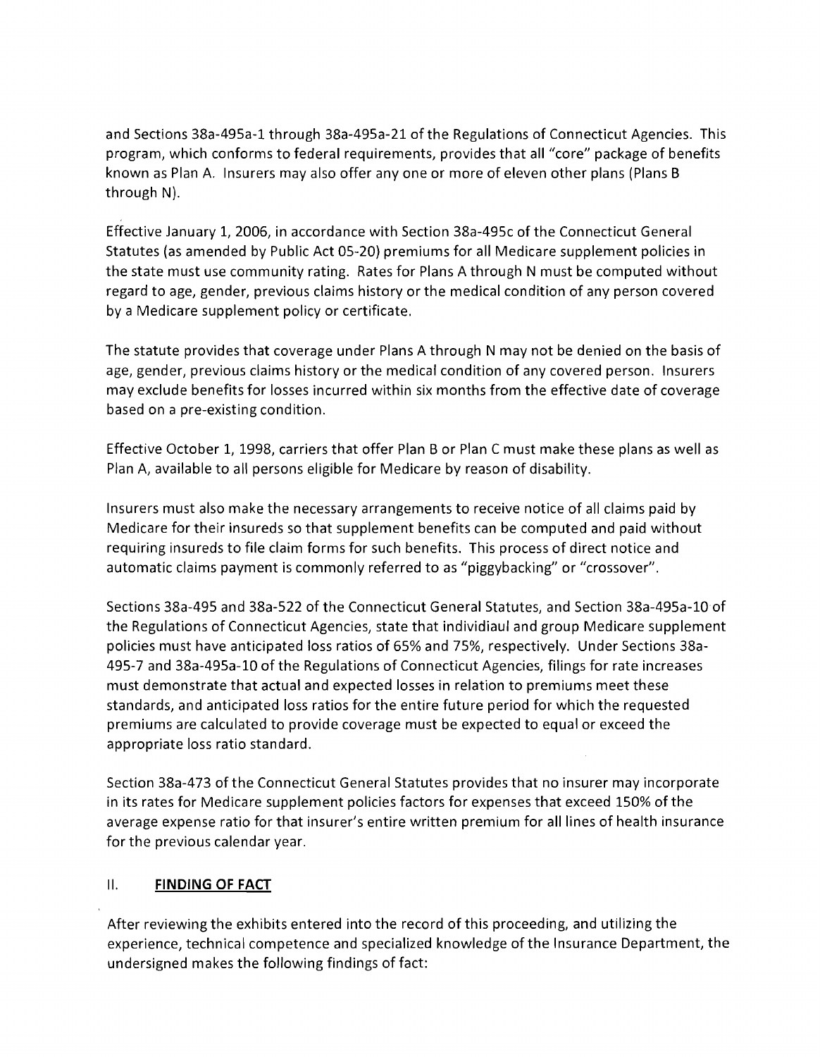and Sections 38a-495a-1 through 38a-495a-21 of the Regulations of Connecticut Agencies. This program, which conforms to federal requirements, provides that all "core" package of benefits known as Plan A. Insurers may also offer any one or more of eleven other plans (Plans B through N).

Effective January 1, 2006, in accordance with Section 38a-495c of the Connecticut General Statutes (as amended by Public Act 05-20) premiums for all Medicare supplement policies in the state must use community rating. Rates for Plans A through N must be computed without regard to age, gender, previous claims history or the medical condition of any person covered by a Medicare supplement policy or certificate.

The statute provides that coverage under Plans A through N may not be denied on the basis of age, gender, previous claims history or the medical condition of any covered person. Insurers may exclude benefits for losses incurred within six months from the effective date of coverage based on a pre-existing condition.

Effective October 1, 1998, carriers that offer Plan B or Plan C must make these plans as well as Plan A, available to all persons eligible for Medicare by reason of disability.

Insurers must also make the necessary arrangements to receive notice of all claims paid by Medicare for their insureds so that supplement benefits can be computed and paid without requiring insureds to file claim forms for such benefits. This process of direct notice and automatic claims payment is commonly referred to as "piggybacking" or "crossover".

Sections 38a-495 and 38a-522 of the Connecticut General Statutes, and Section 38a-495a-10 of the Regulations of Connecticut Agencies, state that individiaul and group Medicare supplement policies must have anticipated loss ratios of 65% and 75%, respectively. Under Sections 38a-495-7 and 38a-495a-10 of the Regulations of Connecticut Agencies, filings for rate increases must demonstrate that actual and expected losses in relation to premiums meet these standards, and anticipated loss ratios for the entire future period for which the requested premiums are calculated to provide coverage must be expected to equal or exceed the appropriate loss ratio standard.

Section 38a-473 of the Connecticut General Statutes provides that no insurer may incorporate in its rates for Medicare supplement policies factors for expenses that exceed 150% of the average expense ratio for that insurer's entire written premium for all lines of health insurance for the previous calendar year.

## II. **FINDING OF FACT**

After reviewing the exhibits entered into the record of this proceeding, and utilizing the experience, technical competence and specialized knowledge of the Insurance Department, the undersigned makes the following findings of fact: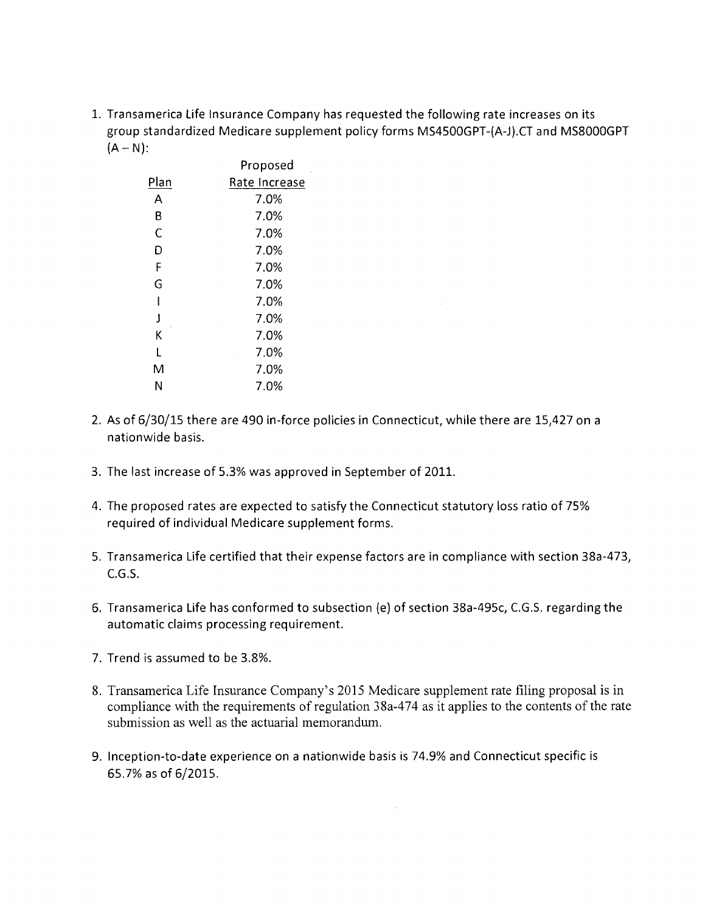1. Transamerica Life Insurance Company has requested the following rate increases on its group standardized Medicare supplement policy forms MS4500GPT-(A-J).CT and MS8000GPT (A – N):

| Plan | Proposed Rate Increase |
|---|---|
| A | 7.0% |
| B | 7.0% |
| C | 7.0% |
| D | 7.0% |
| F | 7.0% |
| G | 7.0% |
| I | 7.0% |
| J | 7.0% |
| K | 7.0% |
| L | 7.0% |
| M | 7.0% |
| N | 7.0% |

2. As of 6/30/15 there are 490 in-force policies in Connecticut, while there are 15,427 on a nationwide basis.

3. The last increase of 5.3% was approved in September of 2011.

4. The proposed rates are expected to satisfy the Connecticut statutory loss ratio of 75% required of individual Medicare supplement forms.

5. Transamerica Life certified that their expense factors are in compliance with section 38a-473, C.G.S.

6. Transamerica Life has conformed to subsection (e) of section 38a-495c, C.G.S. regarding the automatic claims processing requirement.

7. Trend is assumed to be 3.8%.

8. Transamerica Life Insurance Company's 2015 Medicare supplement rate filing proposal is in compliance with the requirements of regulation 38a-474 as it applies to the contents of the rate submission as well as the actuarial memorandum.

9. Inception-to-date experience on a nationwide basis is 74.9% and Connecticut specific is 65.7% as of 6/2015.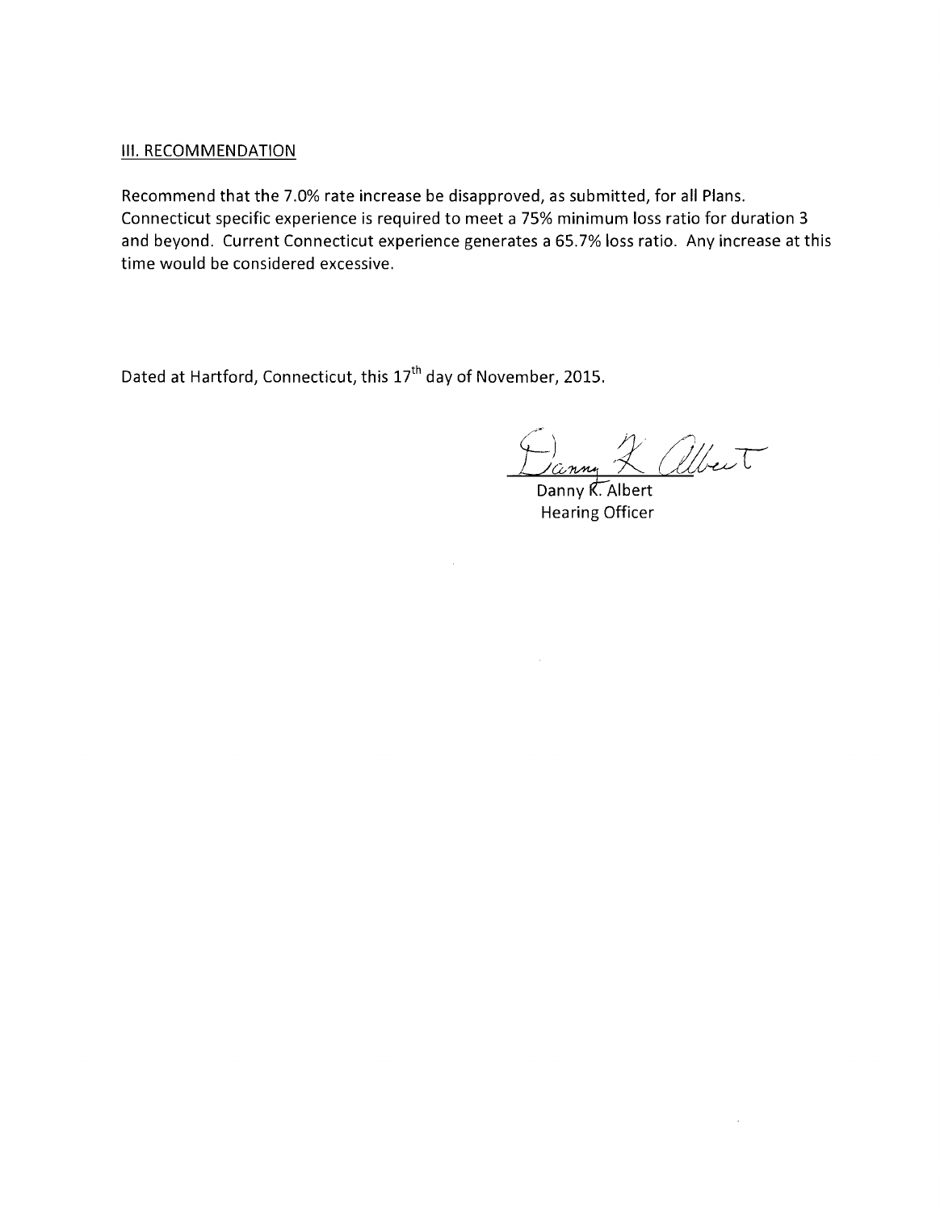## III. RECOMMENDATION

Recommend that the 7.0% rate increase be disapproved, as submitted, for all Plans. Connecticut specific experience is required to meet a 75% minimum loss ratio for duration 3 and beyond. Current Connecticut experience generates a 65.7% loss ratio. Any increase at this time would be considered excessive.

Dated at Hartford, Connecticut, this 17th day of November, 2015.

Danny K. Albert
Hearing Officer